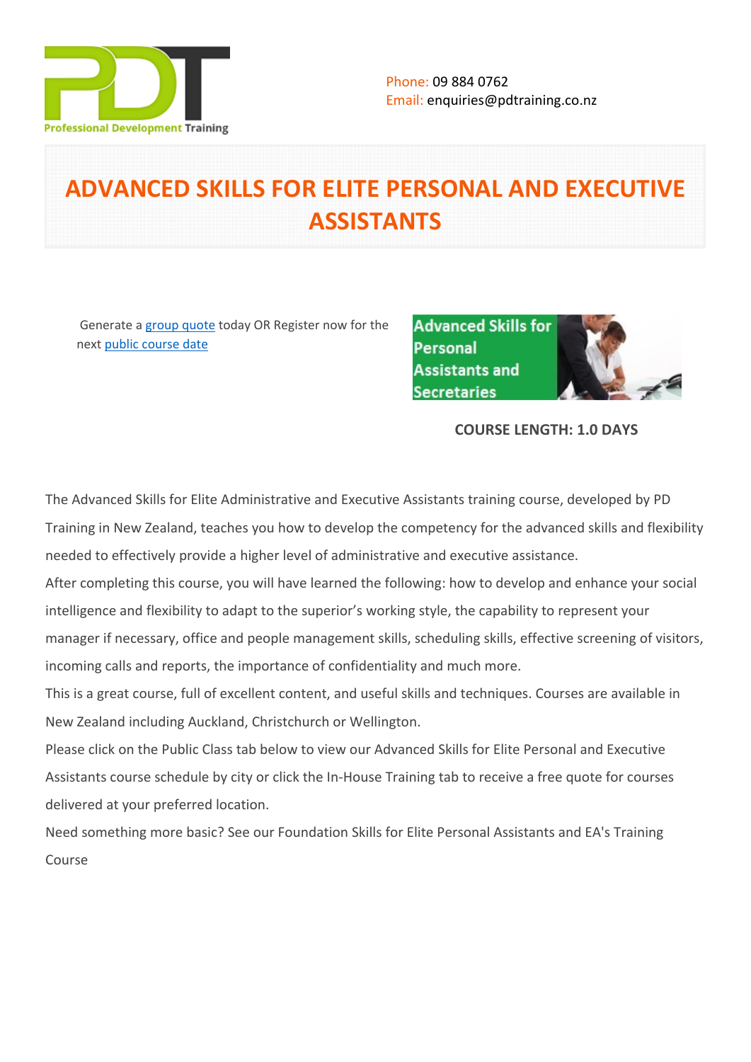Phone: 09 884 0762
Email: enquiries@pdtraining.co.nz

# ADVANCED SKILLS FOR ELITE PERSONAL AND EXECUTIVE ASSISTANTS

Generate a group quote today OR Register now for the next public course date

**COURSE LENGTH: 1.0 DAYS**

The Advanced Skills for Elite Administrative and Executive Assistants training course, developed by PD Training in New Zealand, teaches you how to develop the competency for the advanced skills and flexibility needed to effectively provide a higher level of administrative and executive assistance.

After completing this course, you will have learned the following: how to develop and enhance your social intelligence and flexibility to adapt to the superior's working style, the capability to represent your manager if necessary, office and people management skills, scheduling skills, effective screening of visitors, incoming calls and reports, the importance of confidentiality and much more.

This is a great course, full of excellent content, and useful skills and techniques. Courses are available in New Zealand including Auckland, Christchurch or Wellington.

Please click on the Public Class tab below to view our Advanced Skills for Elite Personal and Executive Assistants course schedule by city or click the In-House Training tab to receive a free quote for courses delivered at your preferred location.

Need something more basic? See our Foundation Skills for Elite Personal Assistants and EA's Training Course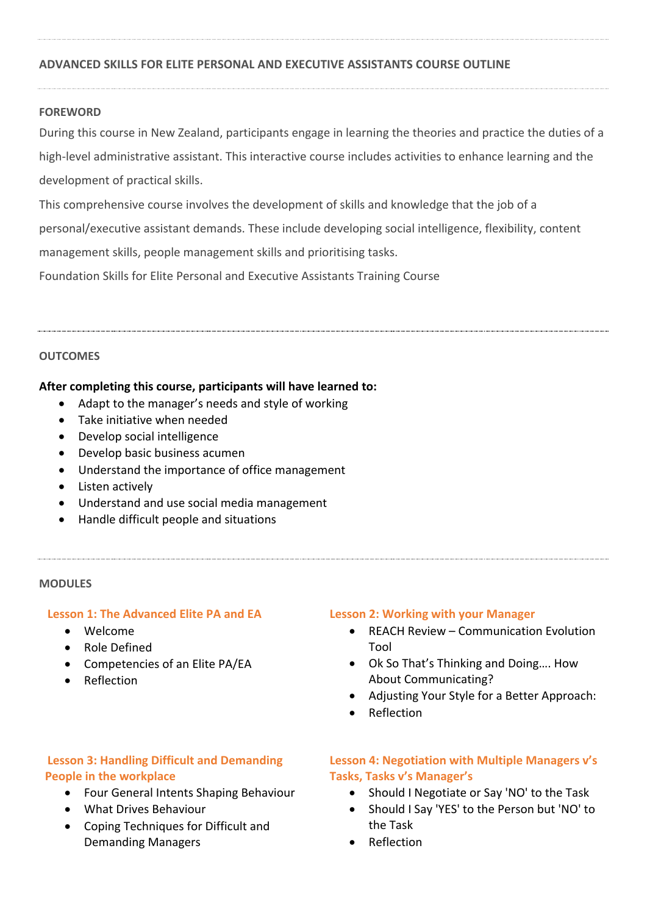## ADVANCED SKILLS FOR ELITE PERSONAL AND EXECUTIVE ASSISTANTS COURSE OUTLINE

### FOREWORD

During this course in New Zealand, participants engage in learning the theories and practice the duties of a high-level administrative assistant. This interactive course includes activities to enhance learning and the development of practical skills.

This comprehensive course involves the development of skills and knowledge that the job of a personal/executive assistant demands. These include developing social intelligence, flexibility, content management skills, people management skills and prioritising tasks.

Foundation Skills for Elite Personal and Executive Assistants Training Course

### OUTCOMES

**After completing this course, participants will have learned to:**

- Adapt to the manager's needs and style of working
- Take initiative when needed
- Develop social intelligence
- Develop basic business acumen
- Understand the importance of office management
- Listen actively
- Understand and use social media management
- Handle difficult people and situations

### MODULES

#### Lesson 1: The Advanced Elite PA and EA

- Welcome
- Role Defined
- Competencies of an Elite PA/EA
- Reflection

#### Lesson 2: Working with your Manager

- REACH Review – Communication Evolution Tool
- Ok So That's Thinking and Doing…. How About Communicating?
- Adjusting Your Style for a Better Approach:
- Reflection

#### Lesson 3: Handling Difficult and Demanding People in the workplace

- Four General Intents Shaping Behaviour
- What Drives Behaviour
- Coping Techniques for Difficult and Demanding Managers

#### Lesson 4: Negotiation with Multiple Managers v's Tasks, Tasks v's Manager's

- Should I Negotiate or Say 'NO' to the Task
- Should I Say 'YES' to the Person but 'NO' to the Task
- Reflection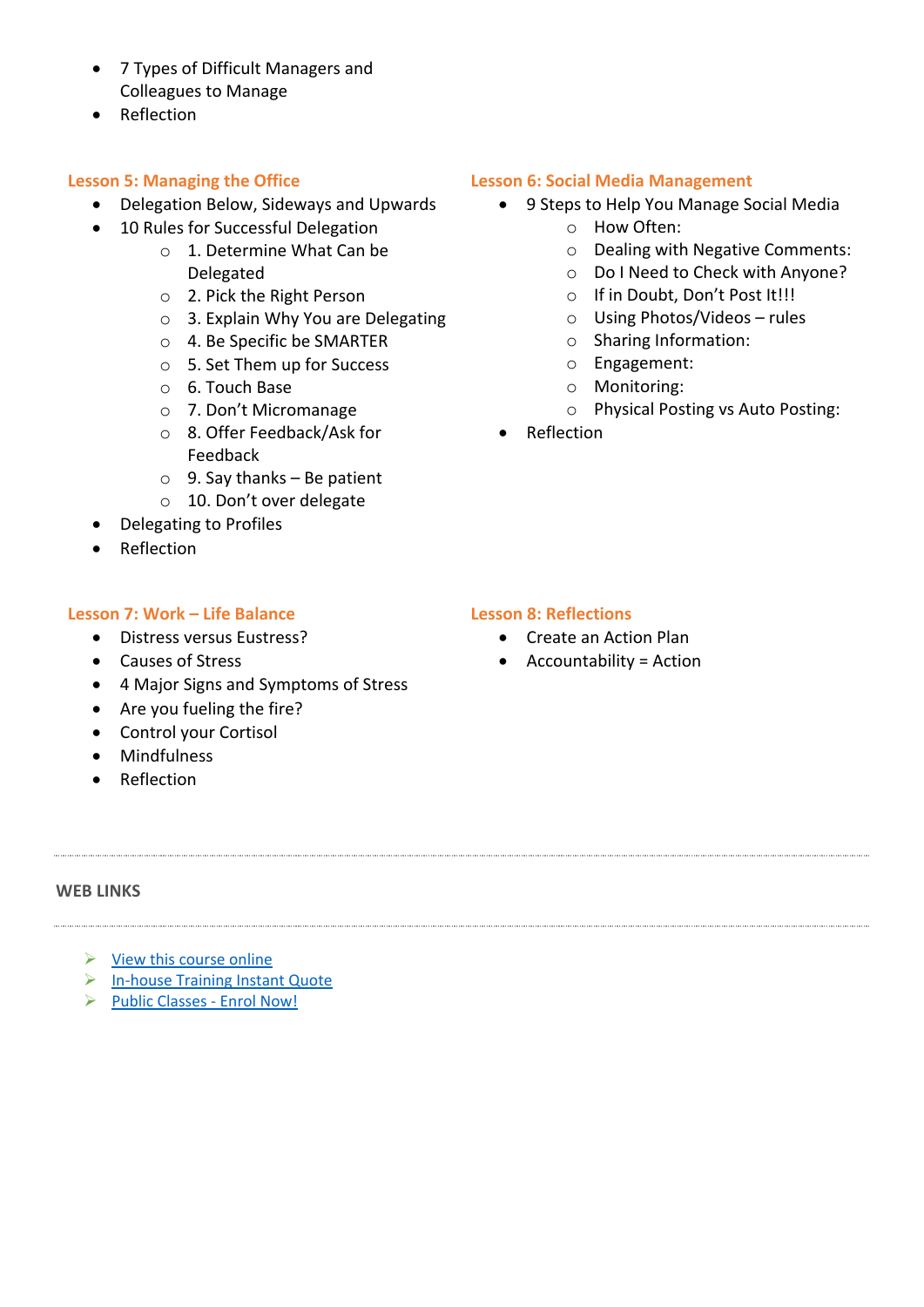- 7 Types of Difficult Managers and Colleagues to Manage
- Reflection

### Lesson 5: Managing the Office

- Delegation Below, Sideways and Upwards
- 10 Rules for Successful Delegation
    - 1. Determine What Can be Delegated
    - 2. Pick the Right Person
    - 3. Explain Why You are Delegating
    - 4. Be Specific be SMARTER
    - 5. Set Them up for Success
    - 6. Touch Base
    - 7. Don't Micromanage
    - 8. Offer Feedback/Ask for Feedback
    - 9. Say thanks – Be patient
    - 10. Don't over delegate
- Delegating to Profiles
- Reflection

### Lesson 6: Social Media Management

- 9 Steps to Help You Manage Social Media
    - How Often:
    - Dealing with Negative Comments:
    - Do I Need to Check with Anyone?
    - If in Doubt, Don't Post It!!!
    - Using Photos/Videos – rules
    - Sharing Information:
    - Engagement:
    - Monitoring:
    - Physical Posting vs Auto Posting:
- Reflection

### Lesson 7: Work – Life Balance

- Distress versus Eustress?
- Causes of Stress
- 4 Major Signs and Symptoms of Stress
- Are you fueling the fire?
- Control your Cortisol
- Mindfulness
- Reflection

### Lesson 8: Reflections

- Create an Action Plan
- Accountability = Action

---

## WEB LINKS

---

- View this course online
- In-house Training Instant Quote
- Public Classes - Enrol Now!